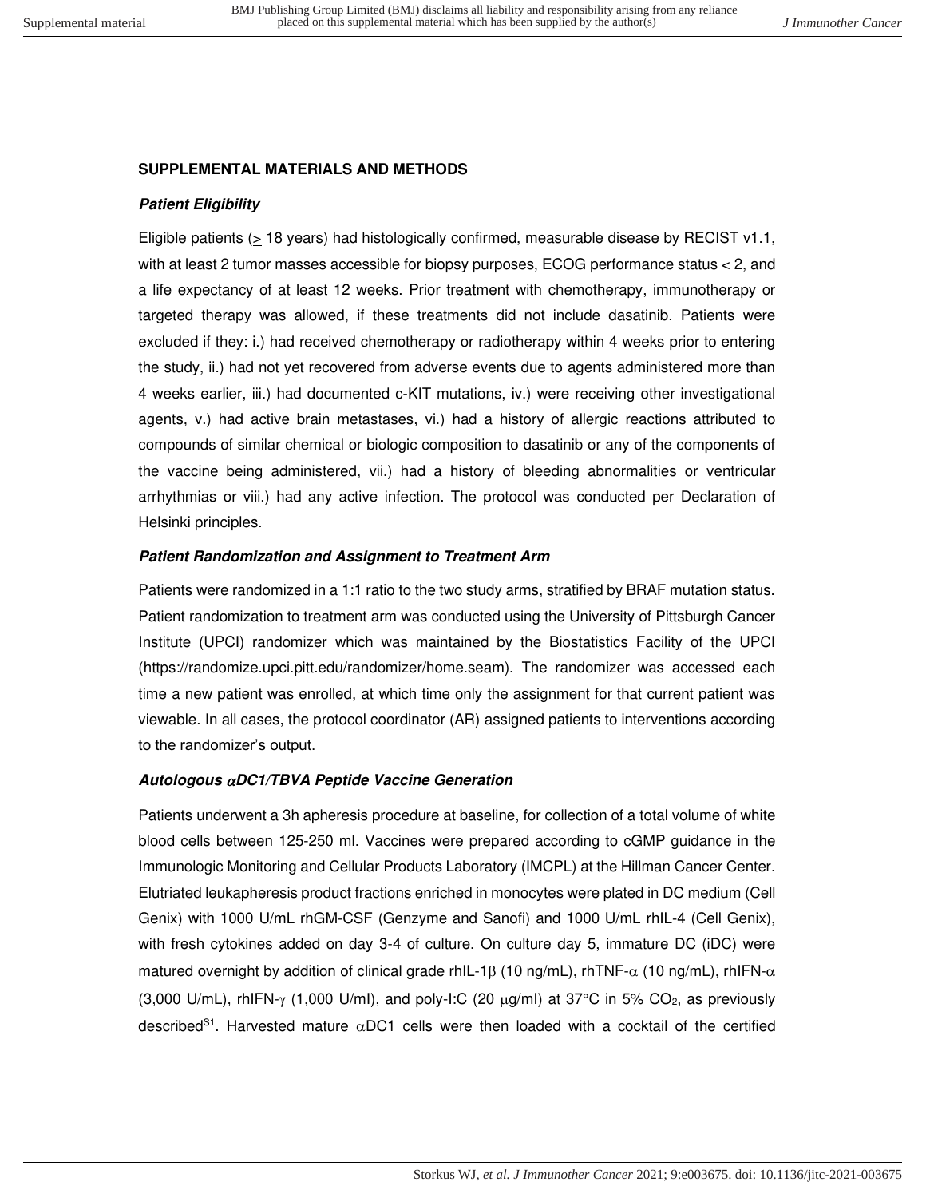## SUPPLEMENTAL MATERIALS AND METHODS

### *Patient Eligibility*

Eligible patients (≥ 18 years) had histologically confirmed, measurable disease by RECIST v1.1, with at least 2 tumor masses accessible for biopsy purposes, ECOG performance status < 2, and a life expectancy of at least 12 weeks. Prior treatment with chemotherapy, immunotherapy or targeted therapy was allowed, if these treatments did not include dasatinib. Patients were excluded if they: i.) had received chemotherapy or radiotherapy within 4 weeks prior to entering the study, ii.) had not yet recovered from adverse events due to agents administered more than 4 weeks earlier, iii.) had documented c-KIT mutations, iv.) were receiving other investigational agents, v.) had active brain metastases, vi.) had a history of allergic reactions attributed to compounds of similar chemical or biologic composition to dasatinib or any of the components of the vaccine being administered, vii.) had a history of bleeding abnormalities or ventricular arrhythmias or viii.) had any active infection. The protocol was conducted per Declaration of Helsinki principles.

### *Patient Randomization and Assignment to Treatment Arm*

Patients were randomized in a 1:1 ratio to the two study arms, stratified by BRAF mutation status. Patient randomization to treatment arm was conducted using the University of Pittsburgh Cancer Institute (UPCI) randomizer which was maintained by the Biostatistics Facility of the UPCI (https://randomize.upci.pitt.edu/randomizer/home.seam). The randomizer was accessed each time a new patient was enrolled, at which time only the assignment for that current patient was viewable. In all cases, the protocol coordinator (AR) assigned patients to interventions according to the randomizer's output.

### *Autologous $\alpha$DC1/TBVA Peptide Vaccine Generation*

Patients underwent a 3h apheresis procedure at baseline, for collection of a total volume of white blood cells between 125-250 ml. Vaccines were prepared according to cGMP guidance in the Immunologic Monitoring and Cellular Products Laboratory (IMCPL) at the Hillman Cancer Center. Elutriated leukapheresis product fractions enriched in monocytes were plated in DC medium (Cell Genix) with 1000 U/mL rhGM-CSF (Genzyme and Sanofi) and 1000 U/mL rhIL-4 (Cell Genix), with fresh cytokines added on day 3-4 of culture. On culture day 5, immature DC (iDC) were matured overnight by addition of clinical grade rhIL-1$\beta$ (10 ng/mL), rhTNF-$\alpha$ (10 ng/mL), rhIFN-$\alpha$ (3,000 U/mL), rhIFN-$\gamma$ (1,000 U/ml), and poly-I:C (20 $\mu$g/ml) at 37°C in 5% $CO_2$, as previously described[S1]. Harvested mature $\alpha$DC1 cells were then loaded with a cocktail of the certified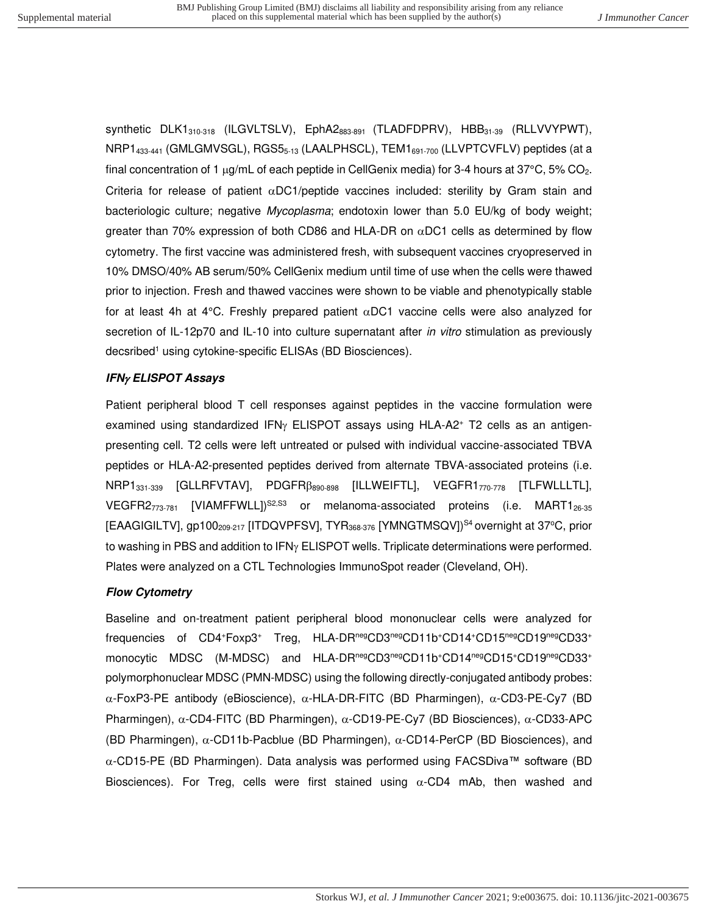synthetic $DLK1_{310\text{-}318}$ (ILGVLTSLV), $EphA2_{883\text{-}891}$ (TLADFDPRV), $HBB_{31\text{-}39}$ (RLLVVYPWT), $NRP1_{433\text{-}441}$ (GMLGMVSGL), $RGS5_{5\text{-}13}$ (LAALPHSCL), $TEM1_{691\text{-}700}$ (LLVPTCVFLV) peptides (at a final concentration of 1 μg/mL of each peptide in CellGenix media) for 3-4 hours at 37°C, 5% $CO_2$. Criteria for release of patient αDC1/peptide vaccines included: sterility by Gram stain and bacteriologic culture; negative *Mycoplasma*; endotoxin lower than 5.0 EU/kg of body weight; greater than 70% expression of both CD86 and HLA-DR on αDC1 cells as determined by flow cytometry. The first vaccine was administered fresh, with subsequent vaccines cryopreserved in 10% DMSO/40% AB serum/50% CellGenix medium until time of use when the cells were thawed prior to injection. Fresh and thawed vaccines were shown to be viable and phenotypically stable for at least 4h at 4°C. Freshly prepared patient αDC1 vaccine cells were also analyzed for secretion of IL-12p70 and IL-10 into culture supernatant after *in vitro* stimulation as previously decsribed[1] using cytokine-specific ELISAs (BD Biosciences).

### *IFNγ ELISPOT Assays*

Patient peripheral blood T cell responses against peptides in the vaccine formulation were examined using standardized IFNγ ELISPOT assays using HLA-A2[+] T2 cells as an antigen-presenting cell. T2 cells were left untreated or pulsed with individual vaccine-associated TBVA peptides or HLA-A2-presented peptides derived from alternate TBVA-associated proteins (i.e. $NRP1_{331\text{-}339}$ [GLLRFVTAV], $PDGFR\beta_{890\text{-}898}$ [ILLWEIFTL], $VEGFR1_{770\text{-}778}$ [TLFWLLLTL], $VEGFR2_{773\text{-}781}$ [VIAMFFWLL])[S2,S3] or melanoma-associated proteins (i.e. $MART1_{26\text{-}35}$ [EAAGIGILTV], $gp100_{209\text{-}217}$ [ITDQVPFSV], $TYR_{368\text{-}376}$ [YMNGTMSQV])[S4] overnight at 37°C, prior to washing in PBS and addition to IFNγ ELISPOT wells. Triplicate determinations were performed. Plates were analyzed on a CTL Technologies ImmunoSpot reader (Cleveland, OH).

### *Flow Cytometry*

Baseline and on-treatment patient peripheral blood mononuclear cells were analyzed for frequencies of $CD4^{+}Foxp3^{+}$ Treg, $HLA\text{-}DR^{neg}CD3^{neg}CD11b^{+}CD14^{+}CD15^{neg}CD19^{neg}CD33^{+}$ monocytic MDSC (M-MDSC) and $HLA\text{-}DR^{neg}CD3^{neg}CD11b^{+}CD14^{neg}CD15^{+}CD19^{neg}CD33^{+}$ polymorphonuclear MDSC (PMN-MDSC) using the following directly-conjugated antibody probes: α-FoxP3-PE antibody (eBioscience), α-HLA-DR-FITC (BD Pharmingen), α-CD3-PE-Cy7 (BD Pharmingen), α-CD4-FITC (BD Pharmingen), α-CD19-PE-Cy7 (BD Biosciences), α-CD33-APC (BD Pharmingen), α-CD11b-Pacblue (BD Pharmingen), α-CD14-PerCP (BD Biosciences), and α-CD15-PE (BD Pharmingen). Data analysis was performed using FACSDiva™ software (BD Biosciences). For Treg, cells were first stained using α-CD4 mAb, then washed and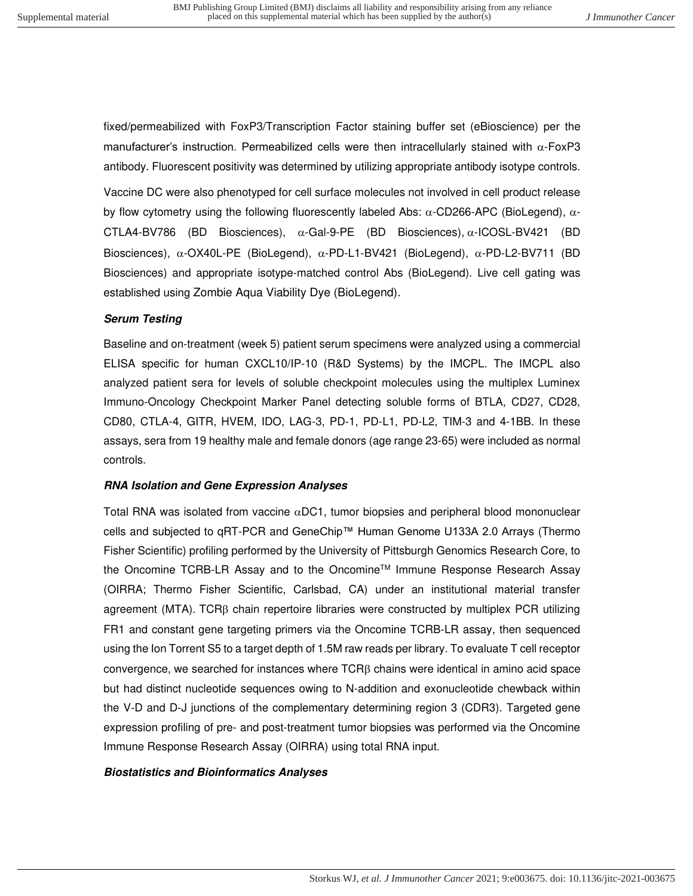fixed/permeabilized with FoxP3/Transcription Factor staining buffer set (eBioscience) per the manufacturer's instruction. Permeabilized cells were then intracellularly stained with α-FoxP3 antibody. Fluorescent positivity was determined by utilizing appropriate antibody isotype controls.

Vaccine DC were also phenotyped for cell surface molecules not involved in cell product release by flow cytometry using the following fluorescently labeled Abs: α-CD266-APC (BioLegend), α-CTLA4-BV786 (BD Biosciences), α-Gal-9-PE (BD Biosciences), α-ICOSL-BV421 (BD Biosciences), α-OX40L-PE (BioLegend), α-PD-L1-BV421 (BioLegend), α-PD-L2-BV711 (BD Biosciences) and appropriate isotype-matched control Abs (BioLegend). Live cell gating was established using Zombie Aqua Viability Dye (BioLegend).

***Serum Testing***

Baseline and on-treatment (week 5) patient serum specimens were analyzed using a commercial ELISA specific for human CXCL10/IP-10 (R&D Systems) by the IMCPL. The IMCPL also analyzed patient sera for levels of soluble checkpoint molecules using the multiplex Luminex Immuno-Oncology Checkpoint Marker Panel detecting soluble forms of BTLA, CD27, CD28, CD80, CTLA-4, GITR, HVEM, IDO, LAG-3, PD-1, PD-L1, PD-L2, TIM-3 and 4-1BB. In these assays, sera from 19 healthy male and female donors (age range 23-65) were included as normal controls.

***RNA Isolation and Gene Expression Analyses***

Total RNA was isolated from vaccine αDC1, tumor biopsies and peripheral blood mononuclear cells and subjected to qRT-PCR and GeneChip™ Human Genome U133A 2.0 Arrays (Thermo Fisher Scientific) profiling performed by the University of Pittsburgh Genomics Research Core, to the Oncomine TCRB-LR Assay and to the Oncomine™ Immune Response Research Assay (OIRRA; Thermo Fisher Scientific, Carlsbad, CA) under an institutional material transfer agreement (MTA). TCRβ chain repertoire libraries were constructed by multiplex PCR utilizing FR1 and constant gene targeting primers via the Oncomine TCRB-LR assay, then sequenced using the Ion Torrent S5 to a target depth of 1.5M raw reads per library. To evaluate T cell receptor convergence, we searched for instances where TCRβ chains were identical in amino acid space but had distinct nucleotide sequences owing to N-addition and exonucleotide chewback within the V-D and D-J junctions of the complementary determining region 3 (CDR3). Targeted gene expression profiling of pre- and post-treatment tumor biopsies was performed via the Oncomine Immune Response Research Assay (OIRRA) using total RNA input.

***Biostatistics and Bioinformatics Analyses***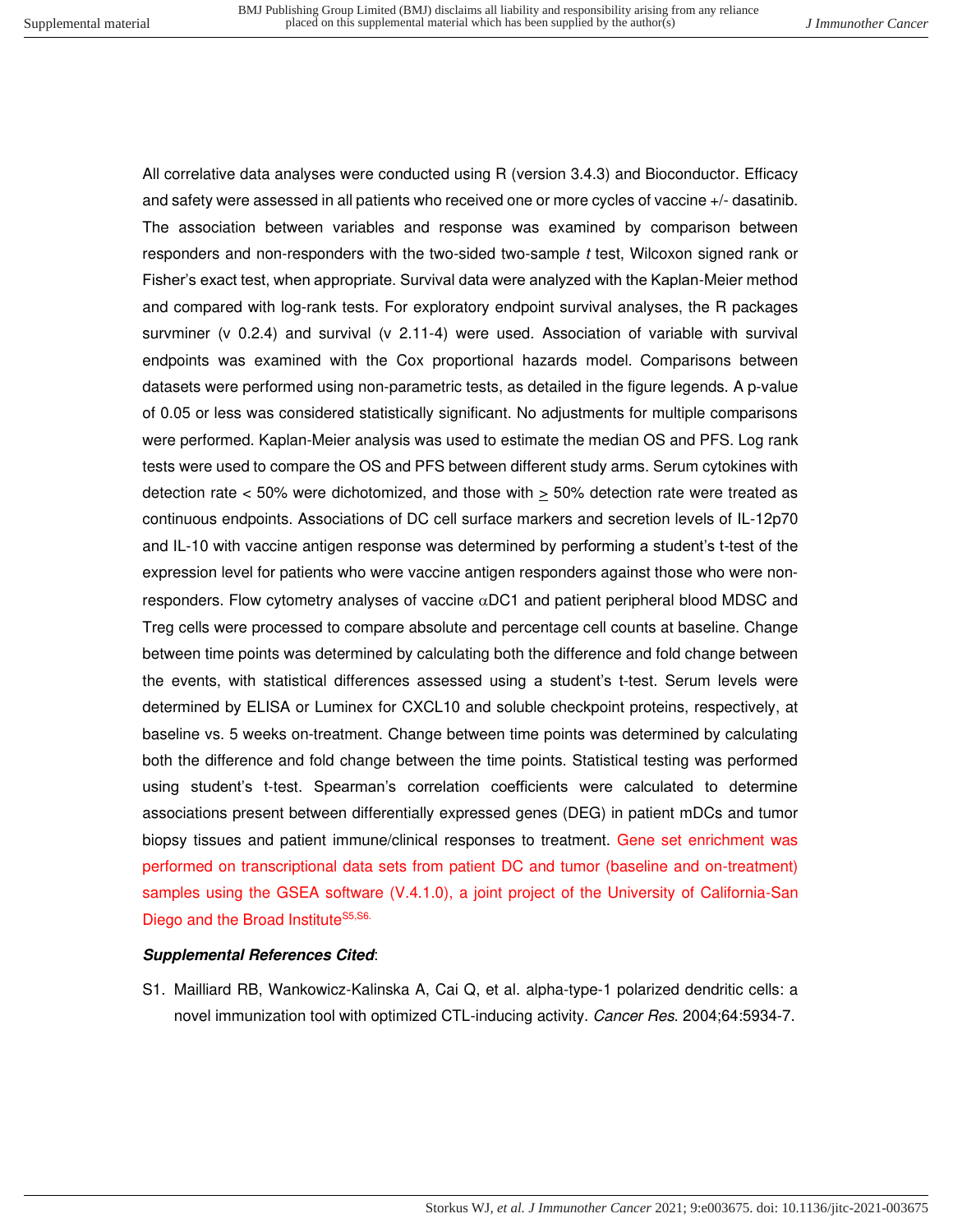All correlative data analyses were conducted using R (version 3.4.3) and Bioconductor. Efficacy and safety were assessed in all patients who received one or more cycles of vaccine +/- dasatinib. The association between variables and response was examined by comparison between responders and non-responders with the two-sided two-sample *t* test, Wilcoxon signed rank or Fisher's exact test, when appropriate. Survival data were analyzed with the Kaplan-Meier method and compared with log-rank tests. For exploratory endpoint survival analyses, the R packages survminer (v 0.2.4) and survival (v 2.11-4) were used. Association of variable with survival endpoints was examined with the Cox proportional hazards model. Comparisons between datasets were performed using non-parametric tests, as detailed in the figure legends. A p-value of 0.05 or less was considered statistically significant. No adjustments for multiple comparisons were performed. Kaplan-Meier analysis was used to estimate the median OS and PFS. Log rank tests were used to compare the OS and PFS between different study arms. Serum cytokines with detection rate < 50% were dichotomized, and those with $\geq$ 50% detection rate were treated as continuous endpoints. Associations of DC cell surface markers and secretion levels of IL-12p70 and IL-10 with vaccine antigen response was determined by performing a student's t-test of the expression level for patients who were vaccine antigen responders against those who were non-responders. Flow cytometry analyses of vaccine $\alpha$DC1 and patient peripheral blood MDSC and Treg cells were processed to compare absolute and percentage cell counts at baseline. Change between time points was determined by calculating both the difference and fold change between the events, with statistical differences assessed using a student's t-test. Serum levels were determined by ELISA or Luminex for CXCL10 and soluble checkpoint proteins, respectively, at baseline vs. 5 weeks on-treatment. Change between time points was determined by calculating both the difference and fold change between the time points. Statistical testing was performed using student's t-test. Spearman's correlation coefficients were calculated to determine associations present between differentially expressed genes (DEG) in patient mDCs and tumor biopsy tissues and patient immune/clinical responses to treatment. Gene set enrichment was performed on transcriptional data sets from patient DC and tumor (baseline and on-treatment) samples using the GSEA software (V.4.1.0), a joint project of the University of California-San Diego and the Broad Institute[S5,S6.]

***Supplemental References Cited***:

S1. Mailliard RB, Wankowicz-Kalinska A, Cai Q, et al. alpha-type-1 polarized dendritic cells: a novel immunization tool with optimized CTL-inducing activity. *Cancer Res.* 2004;64:5934-7.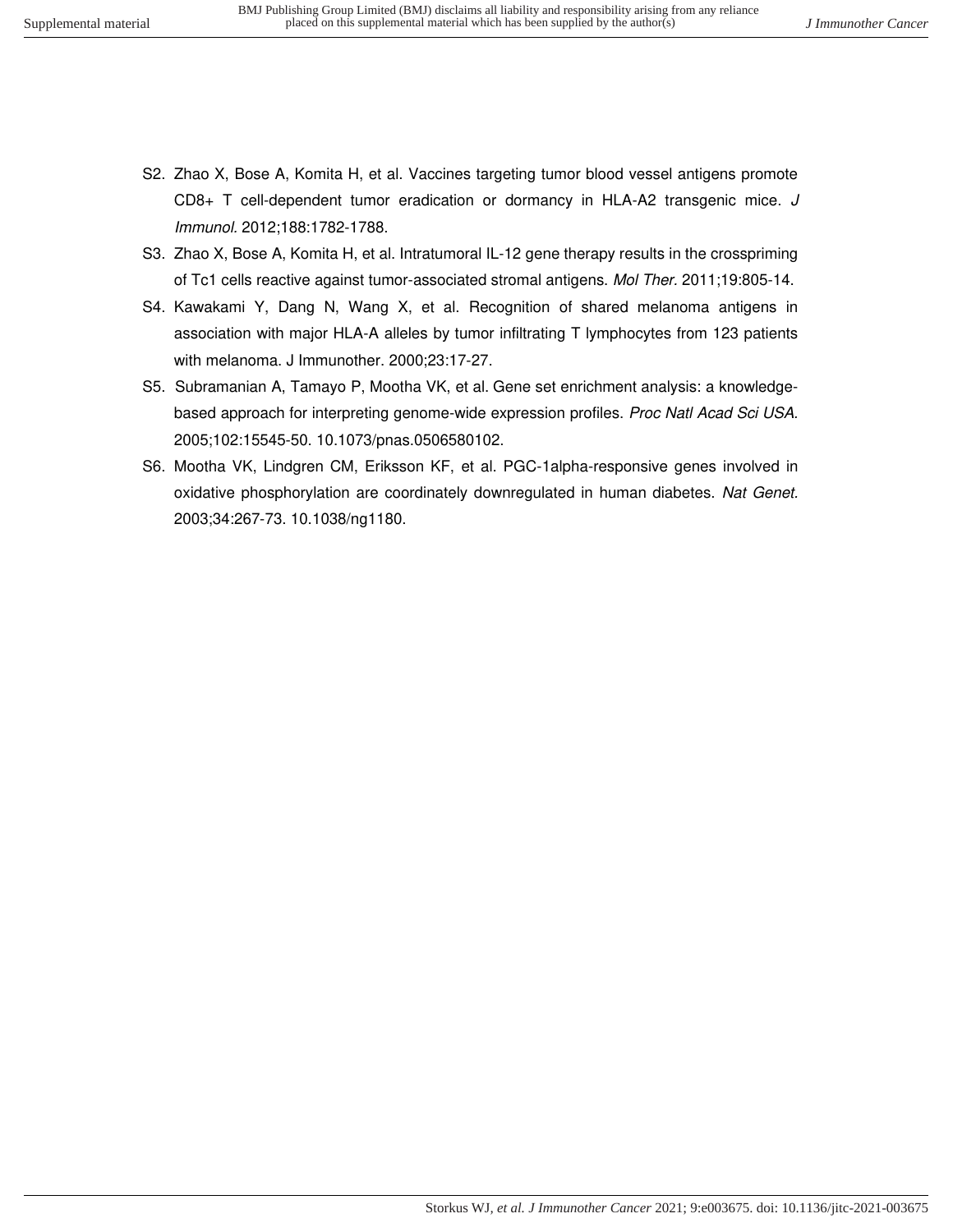S2. Zhao X, Bose A, Komita H, et al. Vaccines targeting tumor blood vessel antigens promote CD8+ T cell-dependent tumor eradication or dormancy in HLA-A2 transgenic mice. *J Immunol.* 2012;188:1782-1788.

S3. Zhao X, Bose A, Komita H, et al. Intratumoral IL-12 gene therapy results in the crosspriming of Tc1 cells reactive against tumor-associated stromal antigens. *Mol Ther.* 2011;19:805-14.

S4. Kawakami Y, Dang N, Wang X, et al. Recognition of shared melanoma antigens in association with major HLA-A alleles by tumor infiltrating T lymphocytes from 123 patients with melanoma. J Immunother. 2000;23:17-27.

S5. Subramanian A, Tamayo P, Mootha VK, et al. Gene set enrichment analysis: a knowledge-based approach for interpreting genome-wide expression profiles. *Proc Natl Acad Sci USA.* 2005;102:15545-50. 10.1073/pnas.0506580102.

S6. Mootha VK, Lindgren CM, Eriksson KF, et al. PGC-1alpha-responsive genes involved in oxidative phosphorylation are coordinately downregulated in human diabetes. *Nat Genet.* 2003;34:267-73. 10.1038/ng1180.